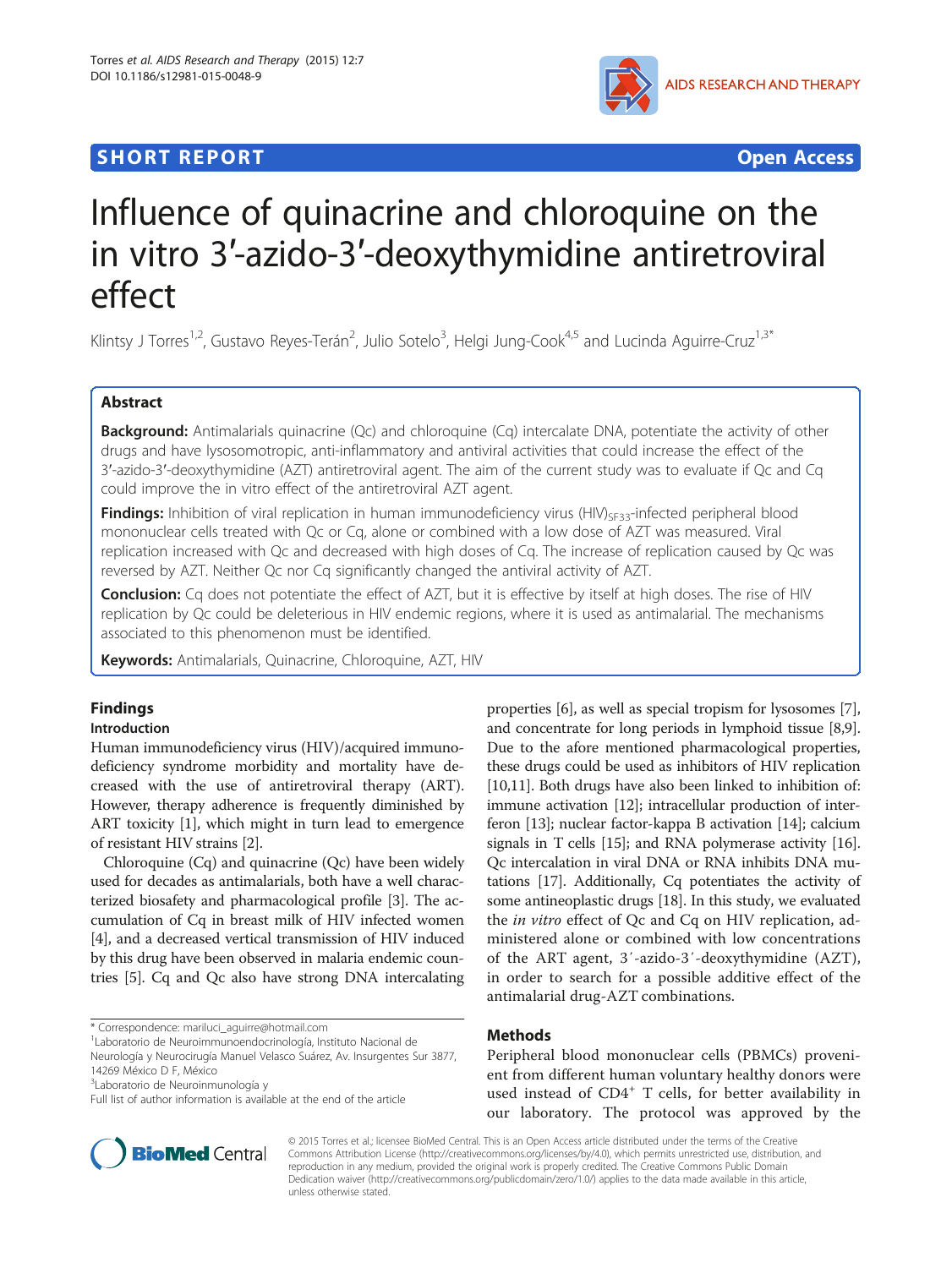**SHORT REPORT** **Open Access**

# Influence of quinacrine and chloroquine on the in vitro 3′-azido-3′-deoxythymidine antiretroviral effect

Klintsy J Torres[1,2], Gustavo Reyes-Terán[2], Julio Sotelo[3], Helgi Jung-Cook[4,5] and Lucinda Aguirre-Cruz[1,3*]

## Abstract

**Background:** Antimalarials quinacrine (Qc) and chloroquine (Cq) intercalate DNA, potentiate the activity of other drugs and have lysosomotropic, anti-inflammatory and antiviral activities that could increase the effect of the 3′-azido-3′-deoxythymidine (AZT) antiretroviral agent. The aim of the current study was to evaluate if Qc and Cq could improve the in vitro effect of the antiretroviral AZT agent.

**Findings:** Inhibition of viral replication in human immunodeficiency virus $(HIV)_{SF33}$-infected peripheral blood mononuclear cells treated with Qc or Cq, alone or combined with a low dose of AZT was measured. Viral replication increased with Qc and decreased with high doses of Cq. The increase of replication caused by Qc was reversed by AZT. Neither Qc nor Cq significantly changed the antiviral activity of AZT.

**Conclusion:** Cq does not potentiate the effect of AZT, but it is effective by itself at high doses. The rise of HIV replication by Qc could be deleterious in HIV endemic regions, where it is used as antimalarial. The mechanisms associated to this phenomenon must be identified.

**Keywords:** Antimalarials, Quinacrine, Chloroquine, AZT, HIV

## Findings

### Introduction

Human immunodeficiency virus (HIV)/acquired immunodeficiency syndrome morbidity and mortality have decreased with the use of antiretroviral therapy (ART). However, therapy adherence is frequently diminished by ART toxicity [1], which might in turn lead to emergence of resistant HIV strains [2].

Chloroquine (Cq) and quinacrine (Qc) have been widely used for decades as antimalarials, both have a well characterized biosafety and pharmacological profile [3]. The accumulation of Cq in breast milk of HIV infected women [4], and a decreased vertical transmission of HIV induced by this drug have been observed in malaria endemic countries [5]. Cq and Qc also have strong DNA intercalating properties [6], as well as special tropism for lysosomes [7], and concentrate for long periods in lymphoid tissue [8,9]. Due to the afore mentioned pharmacological properties, these drugs could be used as inhibitors of HIV replication [10,11]. Both drugs have also been linked to inhibition of: immune activation [12]; intracellular production of interferon [13]; nuclear factor-kappa B activation [14]; calcium signals in T cells [15]; and RNA polymerase activity [16]. Qc intercalation in viral DNA or RNA inhibits DNA mutations [17]. Additionally, Cq potentiates the activity of some antineoplastic drugs [18]. In this study, we evaluated the *in vitro* effect of Qc and Cq on HIV replication, administered alone or combined with low concentrations of the ART agent, 3′-azido-3′-deoxythymidine (AZT), in order to search for a possible additive effect of the antimalarial drug-AZT combinations.

## Methods

Peripheral blood mononuclear cells (PBMCs) provenient from different human voluntary healthy donors were used instead of $CD4^+$ T cells, for better availability in our laboratory. The protocol was approved by the

\* Correspondence: mariluci_aguirre@hotmail.com
[1]Laboratorio de Neuroinmunoendocrinología, Instituto Nacional de Neurología y Neurocirugía Manuel Velasco Suárez, Av. Insurgentes Sur 3877, 14269 México D F, México
[3]Laboratorio de Neuroinmunología y
Full list of author information is available at the end of the article

© 2015 Torres et al.; licensee BioMed Central. This is an Open Access article distributed under the terms of the Creative Commons Attribution License (http://creativecommons.org/licenses/by/4.0), which permits unrestricted use, distribution, and reproduction in any medium, provided the original work is properly credited. The Creative Commons Public Domain Dedication waiver (http://creativecommons.org/publicdomain/zero/1.0/) applies to the data made available in this article, unless otherwise stated.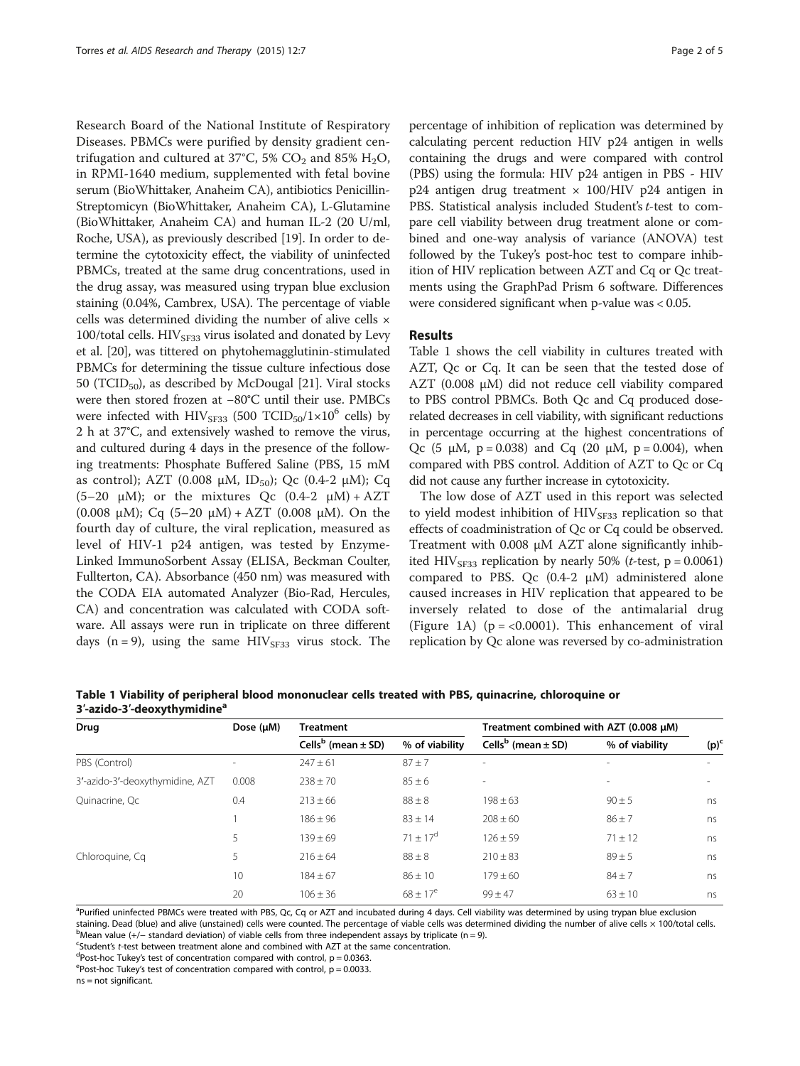Research Board of the National Institute of Respiratory Diseases. PBMCs were purified by density gradient centrifugation and cultured at 37°C, 5% $CO_2$ and 85% $H_2O$, in RPMI-1640 medium, supplemented with fetal bovine serum (BioWhittaker, Anaheim CA), antibiotics Penicillin-Streptomicyn (BioWhittaker, Anaheim CA), L-Glutamine (BioWhittaker, Anaheim CA) and human IL-2 (20 U/ml, Roche, USA), as previously described [19]. In order to determine the cytotoxicity effect, the viability of uninfected PBMCs, treated at the same drug concentrations, used in the drug assay, was measured using trypan blue exclusion staining (0.04%, Cambrex, USA). The percentage of viable cells was determined dividing the number of alive cells × 100/total cells. $HIV_{SF33}$ virus isolated and donated by Levy et al. [20], was tittered on phytohemagglutinin-stimulated PBMCs for determining the tissue culture infectious dose 50 ($TCID_{50}$), as described by McDougal [21]. Viral stocks were then stored frozen at −80°C until their use. PMBCs were infected with $HIV_{SF33}$ (500 $TCID_{50}/1×10^6$ cells) by 2 h at 37°C, and extensively washed to remove the virus, and cultured during 4 days in the presence of the following treatments: Phosphate Buffered Saline (PBS, 15 mM as control); AZT (0.008 μM, $ID_{50}$); Qc (0.4-2 μM); Cq (5–20 μM); or the mixtures Qc (0.4-2 μM) + AZT (0.008 μM); Cq (5–20 μM) + AZT (0.008 μM). On the fourth day of culture, the viral replication, measured as level of HIV-1 p24 antigen, was tested by Enzyme-Linked ImmunoSorbent Assay (ELISA, Beckman Coulter, Fullterton, CA). Absorbance (450 nm) was measured with the CODA EIA automated Analyzer (Bio-Rad, Hercules, CA) and concentration was calculated with CODA software. All assays were run in triplicate on three different days (n = 9), using the same $HIV_{SF33}$ virus stock. The percentage of inhibition of replication was determined by calculating percent reduction HIV p24 antigen in wells containing the drugs and were compared with control (PBS) using the formula: HIV p24 antigen in PBS - HIV p24 antigen drug treatment × 100/HIV p24 antigen in PBS. Statistical analysis included Student's *t*-test to compare cell viability between drug treatment alone or combined and one-way analysis of variance (ANOVA) test followed by the Tukey's post-hoc test to compare inhibition of HIV replication between AZT and Cq or Qc treatments using the GraphPad Prism 6 software. Differences were considered significant when p-value was < 0.05.

## Results

Table 1 shows the cell viability in cultures treated with AZT, Qc or Cq. It can be seen that the tested dose of AZT (0.008 μM) did not reduce cell viability compared to PBS control PBMCs. Both Qc and Cq produced dose-related decreases in cell viability, with significant reductions in percentage occurring at the highest concentrations of Qc (5 μM, p = 0.038) and Cq (20 μM, p = 0.004), when compared with PBS control. Addition of AZT to Qc or Cq did not cause any further increase in cytotoxicity.

The low dose of AZT used in this report was selected to yield modest inhibition of $HIV_{SF33}$ replication so that effects of coadministration of Qc or Cq could be observed. Treatment with 0.008 μM AZT alone significantly inhibited $HIV_{SF33}$ replication by nearly 50% (*t*-test, p = 0.0061) compared to PBS. Qc (0.4-2 μM) administered alone caused increases in HIV replication that appeared to be inversely related to dose of the antimalarial drug (Figure 1A) (p = <0.0001). This enhancement of viral replication by Qc alone was reversed by co-administration

**Table 1 Viability of peripheral blood mononuclear cells treated with PBS, quinacrine, chloroquine or 3′-azido-3′-deoxythymidine[a]**

| Drug | Dose (μM) | Treatment | | Treatment combined with AZT (0.008 μM) | | |
|---|---|---|---|---|---|---|
| | | Cells[b] (mean ± SD) | % of viability | Cells[b] (mean ± SD) | % of viability | (p)[c] |
| PBS (Control) | - | 247 ± 61 | 87 ± 7 | - | - | - |
| 3′-azido-3′-deoxythymidine, AZT | 0.008 | 238 ± 70 | 85 ± 6 | - | - | - |
| Quinacrine, Qc | 0.4 | 213 ± 66 | 88 ± 8 | 198 ± 63 | 90 ± 5 | ns |
| | 1 | 186 ± 96 | 83 ± 14 | 208 ± 60 | 86 ± 7 | ns |
| | 5 | 139 ± 69 | 71 ± 17[d] | 126 ± 59 | 71 ± 12 | ns |
| Chloroquine, Cq | 5 | 216 ± 64 | 88 ± 8 | 210 ± 83 | 89 ± 5 | ns |
| | 10 | 184 ± 67 | 86 ± 10 | 179 ± 60 | 84 ± 7 | ns |
| | 20 | 106 ± 36 | 68 ± 17[e] | 99 ± 47 | 63 ± 10 | ns |

[a]Purified uninfected PBMCs were treated with PBS, Qc, Cq or AZT and incubated during 4 days. Cell viability was determined by using trypan blue exclusion staining. Dead (blue) and alive (unstained) cells were counted. The percentage of viable cells was determined dividing the number of alive cells × 100/total cells.
[b]Mean value (+/− standard deviation) of viable cells from three independent assays by triplicate (n = 9).
[c]Student's *t*-test between treatment alone and combined with AZT at the same concentration.
[d]Post-hoc Tukey's test of concentration compared with control, p = 0.0363.
[e]Post-hoc Tukey's test of concentration compared with control, p = 0.0033.
ns = not significant.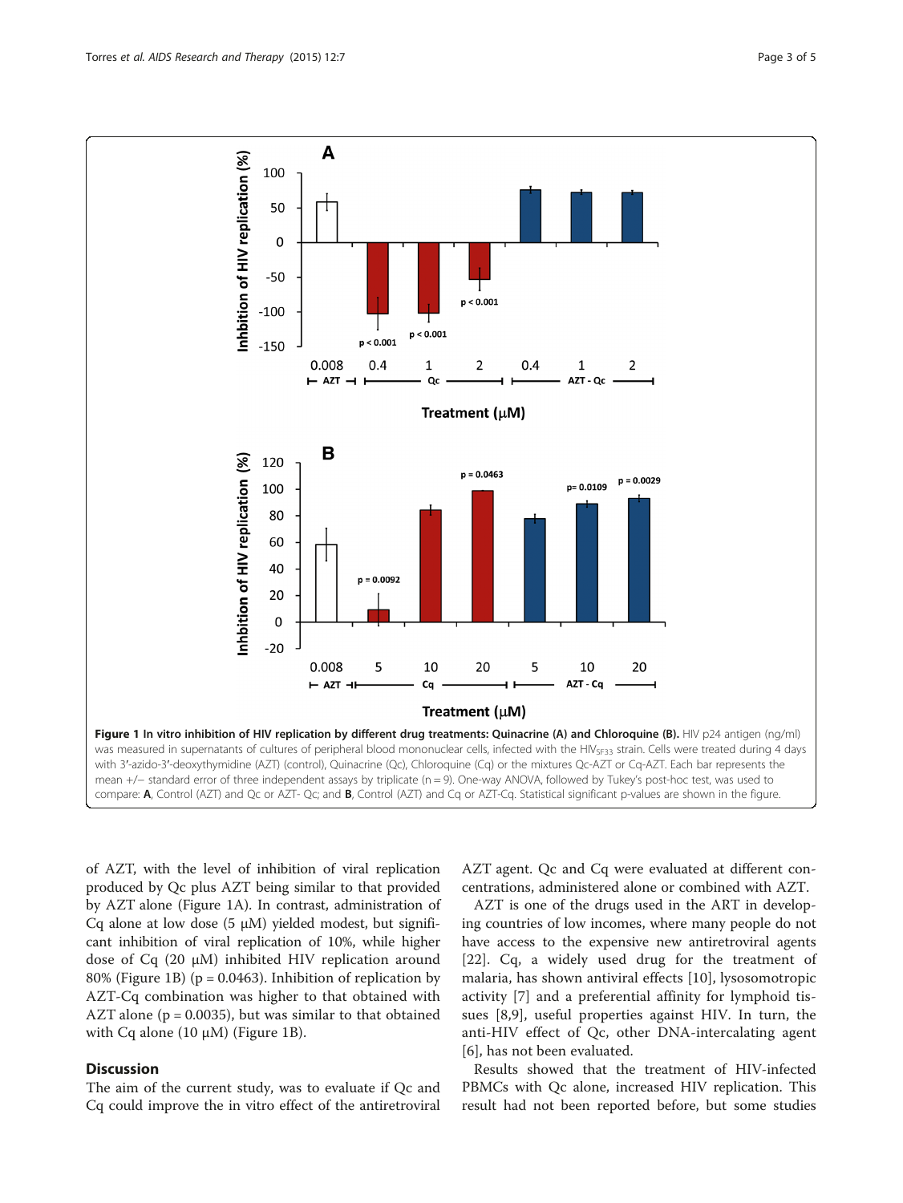**Figure 1 In vitro inhibition of HIV replication by different drug treatments: Quinacrine (A) and Chloroquine (B).** HIV p24 antigen (ng/ml) was measured in supernatants of cultures of peripheral blood mononuclear cells, infected with the $HIV_{SF33}$ strain. Cells were treated during 4 days with 3′-azido-3′-deoxythymidine (AZT) (control), Quinacrine (Qc), Chloroquine (Cq) or the mixtures Qc-AZT or Cq-AZT. Each bar represents the mean +/− standard error of three independent assays by triplicate (n = 9). One-way ANOVA, followed by Tukey's post-hoc test, was used to compare: **A**, Control (AZT) and Qc or AZT- Qc; and **B**, Control (AZT) and Cq or AZT-Cq. Statistical significant p-values are shown in the figure.

of AZT, with the level of inhibition of viral replication produced by Qc plus AZT being similar to that provided by AZT alone (Figure 1A). In contrast, administration of Cq alone at low dose (5 μM) yielded modest, but significant inhibition of viral replication of 10%, while higher dose of Cq (20 μM) inhibited HIV replication around 80% (Figure 1B) ($p = 0.0463$). Inhibition of replication by AZT-Cq combination was higher to that obtained with AZT alone ($p = 0.0035$), but was similar to that obtained with Cq alone (10 μM) (Figure 1B).

## Discussion

The aim of the current study, was to evaluate if Qc and Cq could improve the in vitro effect of the antiretroviral AZT agent. Qc and Cq were evaluated at different concentrations, administered alone or combined with AZT.

AZT is one of the drugs used in the ART in developing countries of low incomes, where many people do not have access to the expensive new antiretroviral agents [22]. Cq, a widely used drug for the treatment of malaria, has shown antiviral effects [10], lysosomotropic activity [7] and a preferential affinity for lymphoid tissues [8,9], useful properties against HIV. In turn, the anti-HIV effect of Qc, other DNA-intercalating agent [6], has not been evaluated.

Results showed that the treatment of HIV-infected PBMCs with Qc alone, increased HIV replication. This result had not been reported before, but some studies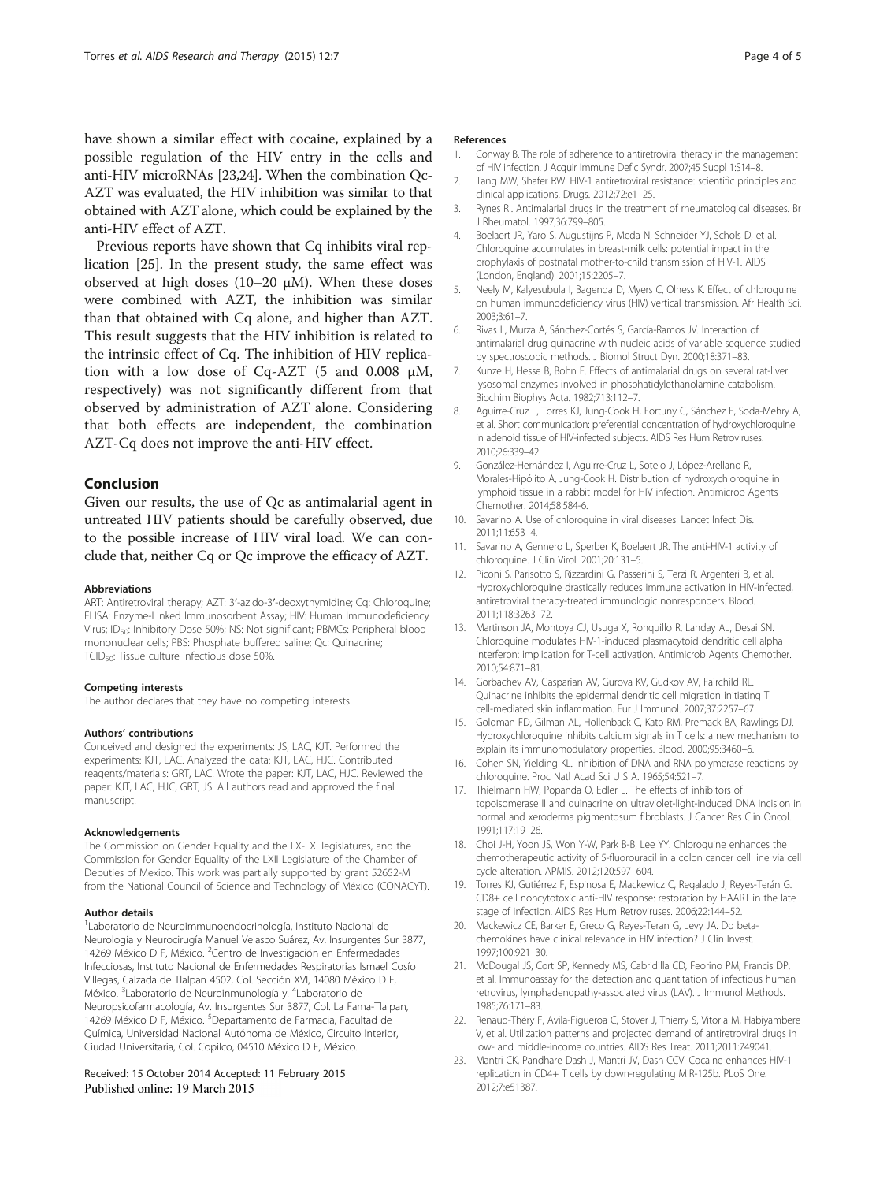have shown a similar effect with cocaine, explained by a possible regulation of the HIV entry in the cells and anti-HIV microRNAs [23,24]. When the combination Qc-AZT was evaluated, the HIV inhibition was similar to that obtained with AZT alone, which could be explained by the anti-HIV effect of AZT.

Previous reports have shown that Cq inhibits viral replication [25]. In the present study, the same effect was observed at high doses (10–20 μM). When these doses were combined with AZT, the inhibition was similar than that obtained with Cq alone, and higher than AZT. This result suggests that the HIV inhibition is related to the intrinsic effect of Cq. The inhibition of HIV replication with a low dose of Cq-AZT (5 and 0.008 μM, respectively) was not significantly different from that observed by administration of AZT alone. Considering that both effects are independent, the combination AZT-Cq does not improve the anti-HIV effect.

## Conclusion

Given our results, the use of Qc as antimalarial agent in untreated HIV patients should be carefully observed, due to the possible increase of HIV viral load. We can conclude that, neither Cq or Qc improve the efficacy of AZT.

#### Abbreviations

ART: Antiretroviral therapy; AZT: 3′-azido-3′-deoxythymidine; Cq: Chloroquine; ELISA: Enzyme-Linked Immunosorbent Assay; HIV: Human Immunodeficiency Virus; $ID_{50}$: Inhibitory Dose 50%; NS: Not significant; PBMCs: Peripheral blood mononuclear cells; PBS: Phosphate buffered saline; Qc: Quinacrine; $TCID_{50}$: Tissue culture infectious dose 50%.

#### Competing interests

The author declares that they have no competing interests.

#### Authors' contributions

Conceived and designed the experiments: JS, LAC, KJT. Performed the experiments: KJT, LAC. Analyzed the data: KJT, LAC, HJC. Contributed reagents/materials: GRT, LAC. Wrote the paper: KJT, LAC, HJC. Reviewed the paper: KJT, LAC, HJC, GRT, JS. All authors read and approved the final manuscript.

#### Acknowledgements

The Commission on Gender Equality and the LX-LXI legislatures, and the Commission for Gender Equality of the LXII Legislature of the Chamber of Deputies of Mexico. This work was partially supported by grant 52652-M from the National Council of Science and Technology of México (CONACYT).

#### Author details

[1]Laboratorio de Neuroimmunoendocrinología, Instituto Nacional de Neurología y Neurocirugía Manuel Velasco Suárez, Av. Insurgentes Sur 3877, 14269 México D F, México. [2]Centro de Investigación en Enfermedades Infecciosas, Instituto Nacional de Enfermedades Respiratorias Ismael Cosío Villegas, Calzada de Tlalpan 4502, Col. Sección XVI, 14080 México D F, México. [3]Laboratorio de Neuroinmunología y. [4]Laboratorio de Neuropsicofarmacología, Av. Insurgentes Sur 3877, Col. La Fama-Tlalpan, 14269 México D F, México. [5]Departamento de Farmacia, Facultad de Química, Universidad Nacional Autónoma de México, Circuito Interior, Ciudad Universitaria, Col. Copilco, 04510 México D F, México.

Received: 15 October 2014 Accepted: 11 February 2015
Published online: 19 March 2015

#### References

1. Conway B. The role of adherence to antiretroviral therapy in the management of HIV infection. J Acquir Immune Defic Syndr. 2007;45 Suppl 1:S14–8.
2. Tang MW, Shafer RW. HIV-1 antiretroviral resistance: scientific principles and clinical applications. Drugs. 2012;72:e1–25.
3. Rynes RI. Antimalarial drugs in the treatment of rheumatological diseases. Br J Rheumatol. 1997;36:799–805.
4. Boelaert JR, Yaro S, Augustijns P, Meda N, Schneider YJ, Schols D, et al. Chloroquine accumulates in breast-milk cells: potential impact in the prophylaxis of postnatal mother-to-child transmission of HIV-1. AIDS (London, England). 2001;15:2205–7.
5. Neely M, Kalyesubula I, Bagenda D, Myers C, Olness K. Effect of chloroquine on human immunodeficiency virus (HIV) vertical transmission. Afr Health Sci. 2003;3:61–7.
6. Rivas L, Murza A, Sánchez-Cortés S, García-Ramos JV. Interaction of antimalarial drug quinacrine with nucleic acids of variable sequence studied by spectroscopic methods. J Biomol Struct Dyn. 2000;18:371–83.
7. Kunze H, Hesse B, Bohn E. Effects of antimalarial drugs on several rat-liver lysosomal enzymes involved in phosphatidylethanolamine catabolism. Biochim Biophys Acta. 1982;713:112–7.
8. Aguirre-Cruz L, Torres KJ, Jung-Cook H, Fortuny C, Sánchez E, Soda-Mehry A, et al. Short communication: preferential concentration of hydroxychloroquine in adenoid tissue of HIV-infected subjects. AIDS Res Hum Retroviruses. 2010;26:339–42.
9. González-Hernández I, Aguirre-Cruz L, Sotelo J, López-Arellano R, Morales-Hipólito A, Jung-Cook H. Distribution of hydroxychloroquine in lymphoid tissue in a rabbit model for HIV infection. Antimicrob Agents Chemother. 2014;58:584-6.
10. Savarino A. Use of chloroquine in viral diseases. Lancet Infect Dis. 2011;11:653–4.
11. Savarino A, Gennero L, Sperber K, Boelaert JR. The anti-HIV-1 activity of chloroquine. J Clin Virol. 2001;20:131–5.
12. Piconi S, Parisotto S, Rizzardini G, Passerini S, Terzi R, Argenteri B, et al. Hydroxychloroquine drastically reduces immune activation in HIV-infected, antiretroviral therapy-treated immunologic nonresponders. Blood. 2011;118:3263–72.
13. Martinson JA, Montoya CJ, Usuga X, Ronquillo R, Landay AL, Desai SN. Chloroquine modulates HIV-1-induced plasmacytoid dendritic cell alpha interferon: implication for T-cell activation. Antimicrob Agents Chemother. 2010;54:871–81.
14. Gorbachev AV, Gasparian AV, Gurova KV, Gudkov AV, Fairchild RL. Quinacrine inhibits the epidermal dendritic cell migration initiating T cell-mediated skin inflammation. Eur J Immunol. 2007;37:2257–67.
15. Goldman FD, Gilman AL, Hollenback C, Kato RM, Premack BA, Rawlings DJ. Hydroxychloroquine inhibits calcium signals in T cells: a new mechanism to explain its immunomodulatory properties. Blood. 2000;95:3460–6.
16. Cohen SN, Yielding KL. Inhibition of DNA and RNA polymerase reactions by chloroquine. Proc Natl Acad Sci U S A. 1965;54:521–7.
17. Thielmann HW, Popanda O, Edler L. The effects of inhibitors of topoisomerase II and quinacrine on ultraviolet-light-induced DNA incision in normal and xeroderma pigmentosum fibroblasts. J Cancer Res Clin Oncol. 1991;117:19–26.
18. Choi J-H, Yoon JS, Won Y-W, Park B-B, Lee YY. Chloroquine enhances the chemotherapeutic activity of 5-fluorouracil in a colon cancer cell line via cell cycle alteration. APMIS. 2012;120:597–604.
19. Torres KJ, Gutiérrez F, Espinosa E, Mackewicz C, Regalado J, Reyes-Terán G. CD8+ cell noncytotoxic anti-HIV response: restoration by HAART in the late stage of infection. AIDS Res Hum Retroviruses. 2006;22:144–52.
20. Mackewicz CE, Barker E, Greco G, Reyes-Teran G, Levy JA. Do beta-chemokines have clinical relevance in HIV infection? J Clin Invest. 1997;100:921–30.
21. McDougal JS, Cort SP, Kennedy MS, Cabridilla CD, Feorino PM, Francis DP, et al. Immunoassay for the detection and quantitation of infectious human retrovirus, lymphadenopathy-associated virus (LAV). J Immunol Methods. 1985;76:171–83.
22. Renaud-Théry F, Avila-Figueroa C, Stover J, Thierry S, Vitoria M, Habiyambere V, et al. Utilization patterns and projected demand of antiretroviral drugs in low- and middle-income countries. AIDS Res Treat. 2011;2011:749041.
23. Mantri CK, Pandhare Dash J, Mantri JV, Dash CCV. Cocaine enhances HIV-1 replication in CD4+ T cells by down-regulating MiR-125b. PLoS One. 2012;7:e51387.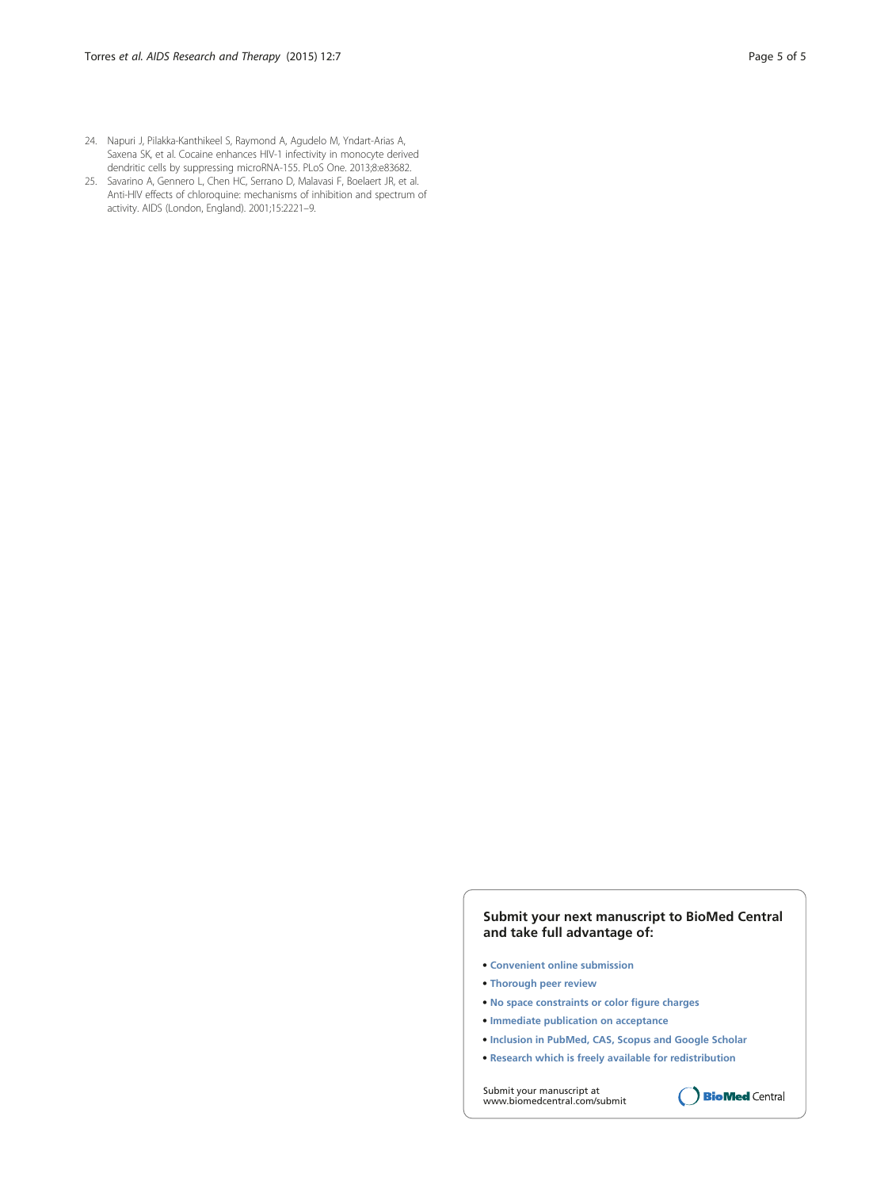24. Napuri J, Pilakka-Kanthikeel S, Raymond A, Agudelo M, Yndart-Arias A, Saxena SK, et al. Cocaine enhances HIV-1 infectivity in monocyte derived dendritic cells by suppressing microRNA-155. PLoS One. 2013;8:e83682.
25. Savarino A, Gennero L, Chen HC, Serrano D, Malavasi F, Boelaert JR, et al. Anti-HIV effects of chloroquine: mechanisms of inhibition and spectrum of activity. AIDS (London, England). 2001;15:2221–9.

**Submit your next manuscript to BioMed Central and take full advantage of:**

- **Convenient online submission**
- **Thorough peer review**
- **No space constraints or color figure charges**
- **Immediate publication on acceptance**
- **Inclusion in PubMed, CAS, Scopus and Google Scholar**
- **Research which is freely available for redistribution**

Submit your manuscript at
www.biomedcentral.com/submit

BioMed Central